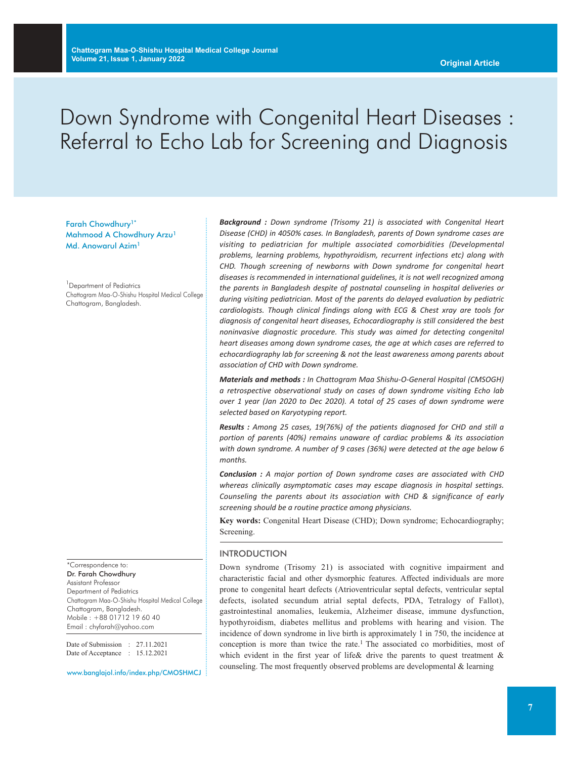Original Article

# Down Syndrome with Congenital Heart Diseases : Referral to Echo Lab for Screening and Diagnosis

Farah Chowdhury[1*]
Mahmood A Chowdhury Arzu[1]
Md. Anowarul Azim[1]

[1]Department of Pediatrics
Chattogram Maa-O-Shishu Hospital Medical College
Chattogram, Bangladesh.

***Background :*** *Down syndrome (Trisomy 21) is associated with Congenital Heart Disease (CHD) in 4050% cases. In Bangladesh, parents of Down syndrome cases are visiting to pediatrician for multiple associated comorbidities (Developmental problems, learning problems, hypothyroidism, recurrent infections etc) along with CHD. Though screening of newborns with Down syndrome for congenital heart diseases is recommended in international guidelines, it is not well recognized among the parents in Bangladesh despite of postnatal counseling in hospital deliveries or during visiting pediatrician. Most of the parents do delayed evaluation by pediatric cardiologists. Though clinical findings along with ECG & Chest xray are tools for diagnosis of congenital heart diseases, Echocardiography is still considered the best noninvasive diagnostic procedure. This study was aimed for detecting congenital heart diseases among down syndrome cases, the age at which cases are referred to echocardiography lab for screening & not the least awareness among parents about association of CHD with Down syndrome.*

***Materials and methods :*** *In Chattogram Maa Shishu-O-General Hospital (CMSOGH) a retrospective observational study on cases of down syndrome visiting Echo lab over 1 year (Jan 2020 to Dec 2020). A total of 25 cases of down syndrome were selected based on Karyotyping report.*

***Results :*** *Among 25 cases, 19(76%) of the patients diagnosed for CHD and still a portion of parents (40%) remains unaware of cardiac problems & its association with down syndrome. A number of 9 cases (36%) were detected at the age below 6 months.*

***Conclusion :*** *A major portion of Down syndrome cases are associated with CHD whereas clinically asymptomatic cases may escape diagnosis in hospital settings. Counseling the parents about its association with CHD & significance of early screening should be a routine practice among physicians.*

**Key words:** Congenital Heart Disease (CHD); Down syndrome; Echocardiography; Screening.

## INTRODUCTION

Down syndrome (Trisomy 21) is associated with cognitive impairment and characteristic facial and other dysmorphic features. Affected individuals are more prone to congenital heart defects (Atrioventricular septal defects, ventricular septal defects, isolated secundum atrial septal defects, PDA, Tetralogy of Fallot), gastrointestinal anomalies, leukemia, Alzheimer disease, immune dysfunction, hypothyroidism, diabetes mellitus and problems with hearing and vision. The incidence of down syndrome in live birth is approximately 1 in 750, the incidence at conception is more than twice the rate.[1] The associated co morbidities, most of which evident in the first year of life& drive the parents to quest treatment & counseling. The most frequently observed problems are developmental & learning

*Correspondence to:
**Dr. Farah Chowdhury**
Assistant Professor
Department of Pediatrics
Chattogram Maa-O-Shishu Hospital Medical College
Chattogram, Bangladesh.
Mobile : +88 01712 19 60 40
Email : chyfarah@yahoo.com

Date of Submission : 27.11.2021
Date of Acceptance : 15.12.2021

www.banglajol.info/index.php/CMOSHMCJ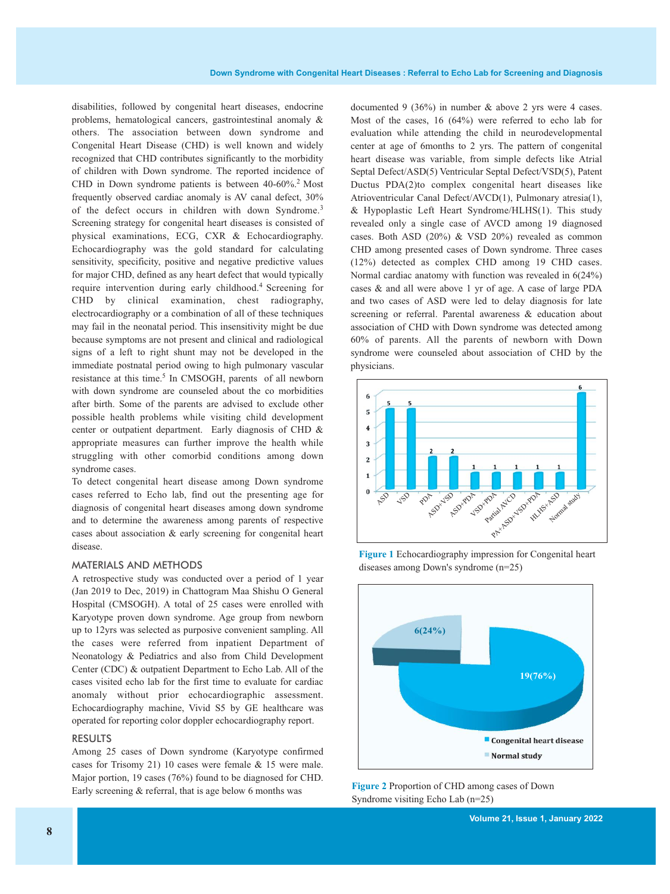disabilities, followed by congenital heart diseases, endocrine problems, hematological cancers, gastrointestinal anomaly & others. The association between down syndrome and Congenital Heart Disease (CHD) is well known and widely recognized that CHD contributes significantly to the morbidity of children with Down syndrome. The reported incidence of CHD in Down syndrome patients is between 40-60%.[2] Most frequently observed cardiac anomaly is AV canal defect, 30% of the defect occurs in children with down Syndrome.[3] Screening strategy for congenital heart diseases is consisted of physical examinations, ECG, CXR & Echocardiography. Echocardiography was the gold standard for calculating sensitivity, specificity, positive and negative predictive values for major CHD, defined as any heart defect that would typically require intervention during early childhood.[4] Screening for CHD by clinical examination, chest radiography, electrocardiography or a combination of all of these techniques may fail in the neonatal period. This insensitivity might be due because symptoms are not present and clinical and radiological signs of a left to right shunt may not be developed in the immediate postnatal period owing to high pulmonary vascular resistance at this time.[5] In CMSOGH, parents of all newborn with down syndrome are counseled about the co morbidities after birth. Some of the parents are advised to exclude other possible health problems while visiting child development center or outpatient department. Early diagnosis of CHD & appropriate measures can further improve the health while struggling with other comorbid conditions among down syndrome cases.

To detect congenital heart disease among Down syndrome cases referred to Echo lab, find out the presenting age for diagnosis of congenital heart diseases among down syndrome and to determine the awareness among parents of respective cases about association & early screening for congenital heart disease.

## MATERIALS AND METHODS

A retrospective study was conducted over a period of 1 year (Jan 2019 to Dec, 2019) in Chattogram Maa Shishu O General Hospital (CMSOGH). A total of 25 cases were enrolled with Karyotype proven down syndrome. Age group from newborn up to 12yrs was selected as purposive convenient sampling. All the cases were referred from inpatient Department of Neonatology & Pediatrics and also from Child Development Center (CDC) & outpatient Department to Echo Lab. All of the cases visited echo lab for the first time to evaluate for cardiac anomaly without prior echocardiographic assessment. Echocardiography machine, Vivid S5 by GE healthcare was operated for reporting color doppler echocardiography report.

## RESULTS

Among 25 cases of Down syndrome (Karyotype confirmed cases for Trisomy 21) 10 cases were female & 15 were male. Major portion, 19 cases (76%) found to be diagnosed for CHD. Early screening & referral, that is age below 6 months was documented 9 (36%) in number & above 2 yrs were 4 cases. Most of the cases, 16 (64%) were referred to echo lab for evaluation while attending the child in neurodevelopmental center at age of 6months to 2 yrs. The pattern of congenital heart disease was variable, from simple defects like Atrial Septal Defect/ASD(5) Ventricular Septal Defect/VSD(5), Patent Ductus PDA(2)to complex congenital heart diseases like Atrioventricular Canal Defect/AVCD(1), Pulmonary atresia(1), & Hypoplastic Left Heart Syndrome/HLHS(1). This study revealed only a single case of AVCD among 19 diagnosed cases. Both ASD (20%) & VSD 20%) revealed as common CHD among presented cases of Down syndrome. Three cases (12%) detected as complex CHD among 19 CHD cases. Normal cardiac anatomy with function was revealed in 6(24%) cases & and all were above 1 yr of age. A case of large PDA and two cases of ASD were led to delay diagnosis for late screening or referral. Parental awareness & education about association of CHD with Down syndrome was detected among 60% of parents. All the parents of newborn with Down syndrome were counseled about association of CHD by the physicians.

| Diagnosis | Number of cases |
|---|---|
| ASD | 5 |
| VSD | 5 |
| PDA | 2 |
| ASD+VSD | 2 |
| ASD+PDA | 1 |
| VSD+PDA | 1 |
| Partial AVCD | 1 |
| PA+ASD+VSD+PDA | 1 |
| HLHS+ASD | 1 |
| Normal study | 6 |

**Figure 1** Echocardiography impression for Congenital heart diseases among Down's syndrome (n=25)

| Category | Cases |
|---|---|
| Congenital heart disease | 19(76%) |
| Normal study | 6(24%) |

**Figure 2** Proportion of CHD among cases of Down Syndrome visiting Echo Lab (n=25)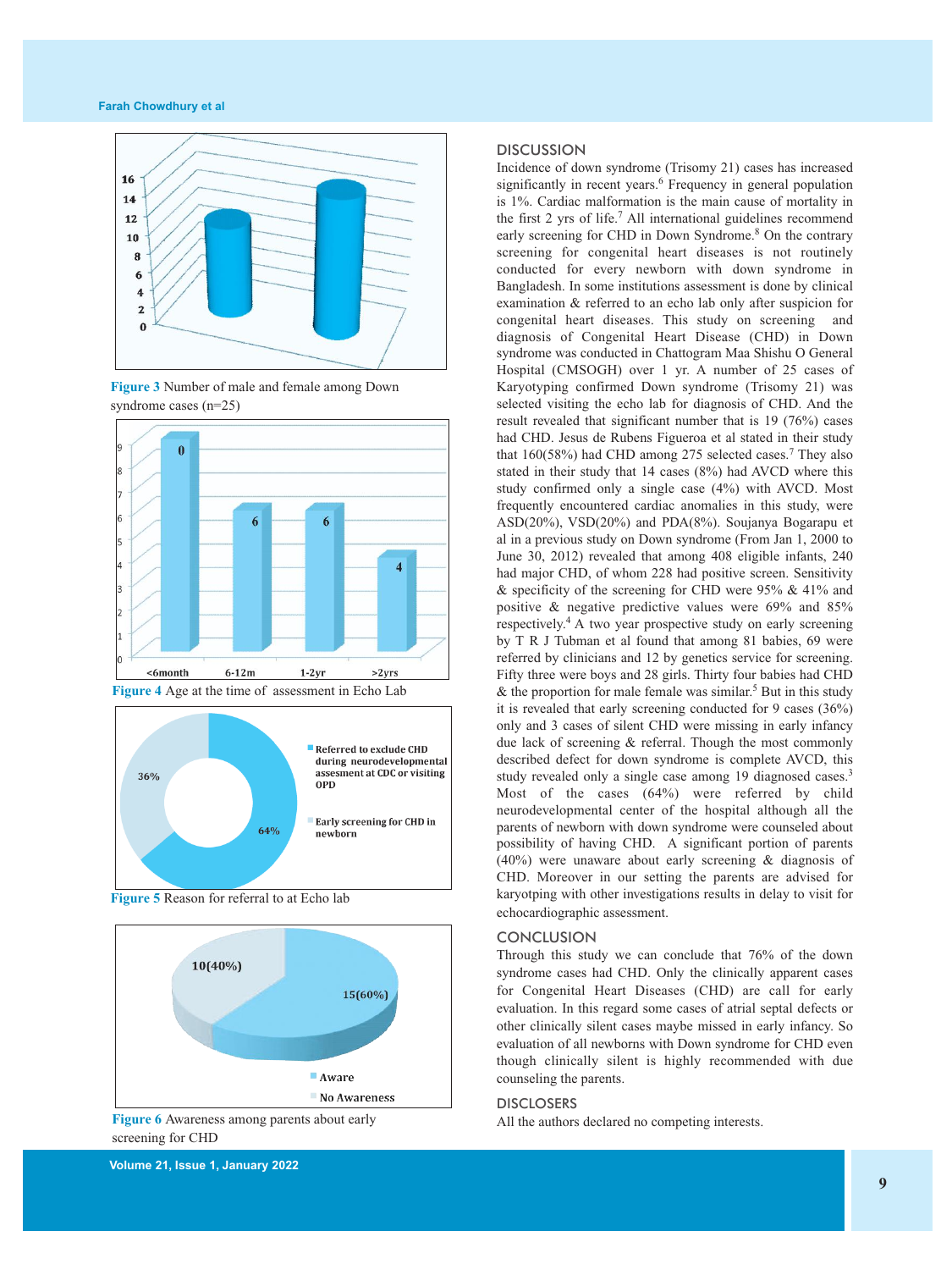Figure 3 Number of male and female among Down syndrome cases (n=25)

Figure 4 Age at the time of assessment in Echo Lab

Figure 5 Reason for referral to at Echo lab

Figure 6 Awareness among parents about early screening for CHD

## DISCUSSION

Incidence of down syndrome (Trisomy 21) cases has increased significantly in recent years.[6] Frequency in general population is 1%. Cardiac malformation is the main cause of mortality in the first 2 yrs of life.[7] All international guidelines recommend early screening for CHD in Down Syndrome.[8] On the contrary screening for congenital heart diseases is not routinely conducted for every newborn with down syndrome in Bangladesh. In some institutions assessment is done by clinical examination & referred to an echo lab only after suspicion for congenital heart diseases. This study on screening and diagnosis of Congenital Heart Disease (CHD) in Down syndrome was conducted in Chattogram Maa Shishu O General Hospital (CMSOGH) over 1 yr. A number of 25 cases of Karyotyping confirmed Down syndrome (Trisomy 21) was selected visiting the echo lab for diagnosis of CHD. And the result revealed that significant number that is 19 (76%) cases had CHD. Jesus de Rubens Figueroa et al stated in their study that 160(58%) had CHD among 275 selected cases.[7] They also stated in their study that 14 cases (8%) had AVCD where this study confirmed only a single case (4%) with AVCD. Most frequently encountered cardiac anomalies in this study, were ASD(20%), VSD(20%) and PDA(8%). Soujanya Bogarapu et al in a previous study on Down syndrome (From Jan 1, 2000 to June 30, 2012) revealed that among 408 eligible infants, 240 had major CHD, of whom 228 had positive screen. Sensitivity & specificity of the screening for CHD were 95% & 41% and positive & negative predictive values were 69% and 85% respectively.[4] A two year prospective study on early screening by T R J Tubman et al found that among 81 babies, 69 were referred by clinicians and 12 by genetics service for screening. Fifty three were boys and 28 girls. Thirty four babies had CHD & the proportion for male female was similar.[5] But in this study it is revealed that early screening conducted for 9 cases (36%) only and 3 cases of silent CHD were missing in early infancy due lack of screening & referral. Though the most commonly described defect for down syndrome is complete AVCD, this study revealed only a single case among 19 diagnosed cases.[3] Most of the cases (64%) were referred by child neurodevelopmental center of the hospital although all the parents of newborn with down syndrome were counseled about possibility of having CHD. A significant portion of parents (40%) were unaware about early screening & diagnosis of CHD. Moreover in our setting the parents are advised for karyotping with other investigations results in delay to visit for echocardiographic assessment.

## CONCLUSION

Through this study we can conclude that 76% of the down syndrome cases had CHD. Only the clinically apparent cases for Congenital Heart Diseases (CHD) are call for early evaluation. In this regard some cases of atrial septal defects or other clinically silent cases maybe missed in early infancy. So evaluation of all newborns with Down syndrome for CHD even though clinically silent is highly recommended with due counseling the parents.

## DISCLOSERS

All the authors declared no competing interests.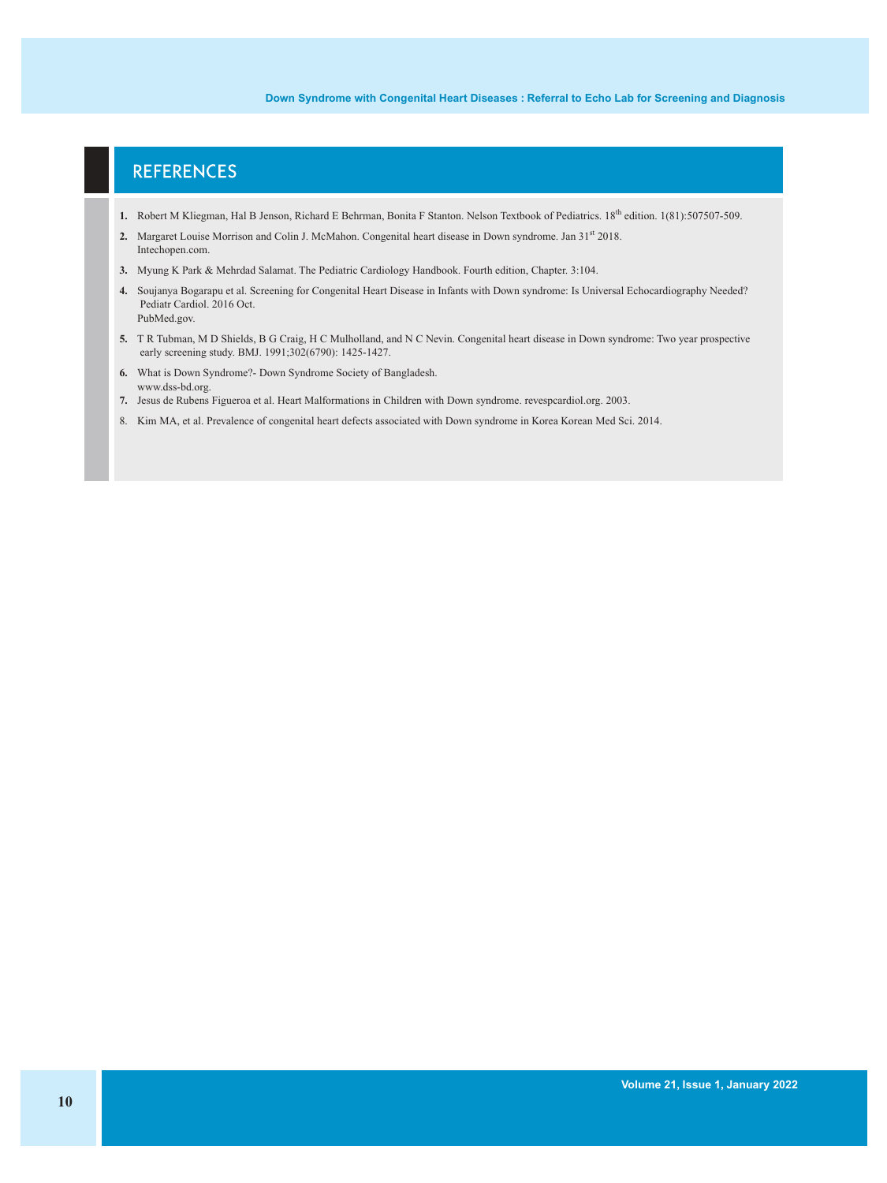## REFERENCES

1. Robert M Kliegman, Hal B Jenson, Richard E Behrman, Bonita F Stanton. Nelson Textbook of Pediatrics. 18th edition. 1(81):507507-509.
2. Margaret Louise Morrison and Colin J. McMahon. Congenital heart disease in Down syndrome. Jan 31st 2018. Intechopen.com.
3. Myung K Park & Mehrdad Salamat. The Pediatric Cardiology Handbook. Fourth edition, Chapter. 3:104.
4. Soujanya Bogarapu et al. Screening for Congenital Heart Disease in Infants with Down syndrome: Is Universal Echocardiography Needed? Pediatr Cardiol. 2016 Oct. PubMed.gov.
5. T R Tubman, M D Shields, B G Craig, H C Mulholland, and N C Nevin. Congenital heart disease in Down syndrome: Two year prospective early screening study. BMJ. 1991;302(6790): 1425-1427.
6. What is Down Syndrome?- Down Syndrome Society of Bangladesh. www.dss-bd.org.
7. Jesus de Rubens Figueroa et al. Heart Malformations in Children with Down syndrome. revespcardiol.org. 2003.
8. Kim MA, et al. Prevalence of congenital heart defects associated with Down syndrome in Korea Korean Med Sci. 2014.